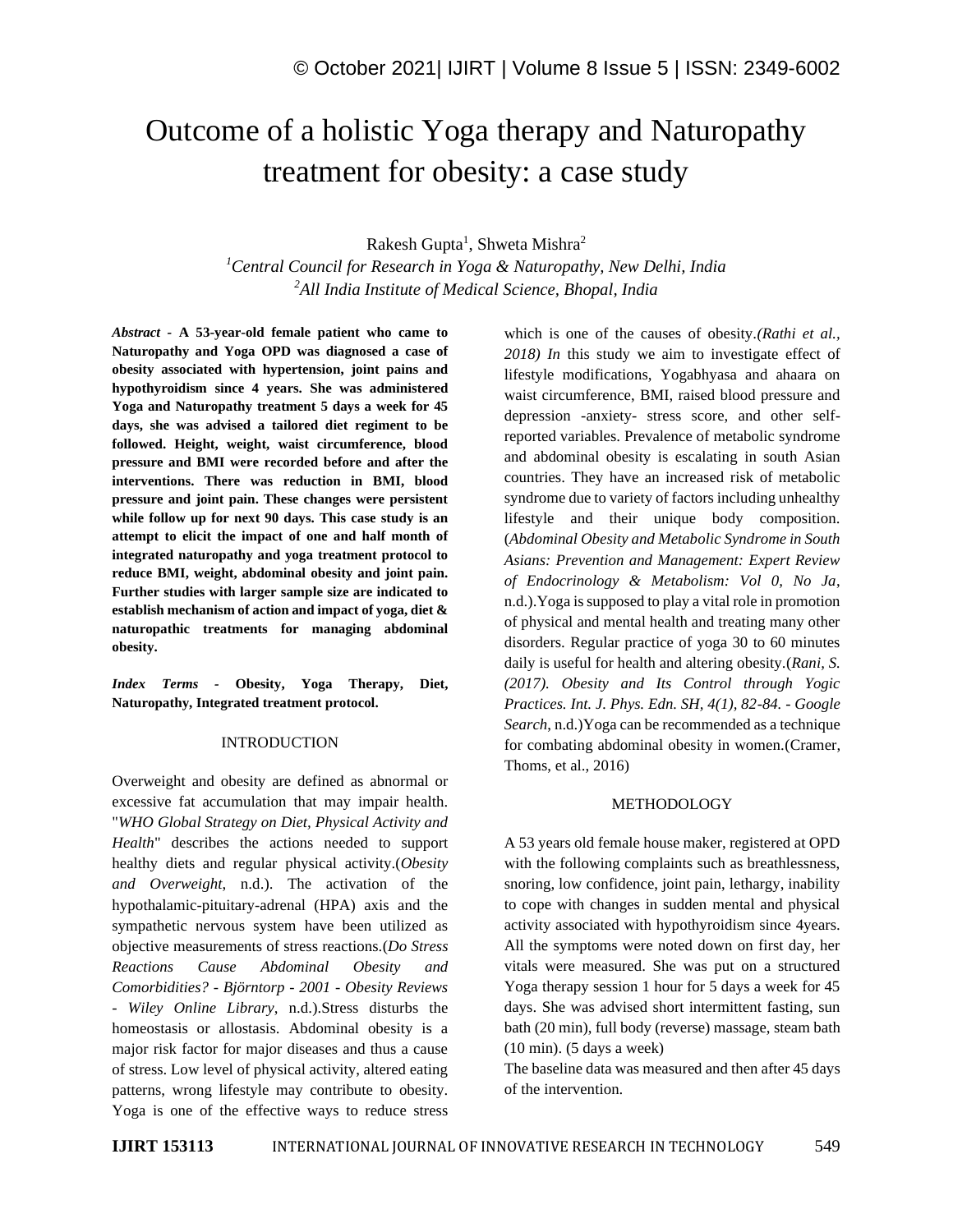# Outcome of a holistic Yoga therapy and Naturopathy treatment for obesity: a case study

Rakesh Gupta[1], Shweta Mishra[2]

[1]*Central Council for Research in Yoga & Naturopathy, New Delhi, India*

[2]*All India Institute of Medical Science, Bhopal, India*

***Abstract*** - **A 53-year-old female patient who came to Naturopathy and Yoga OPD was diagnosed a case of obesity associated with hypertension, joint pains and hypothyroidism since 4 years. She was administered Yoga and Naturopathy treatment 5 days a week for 45 days, she was advised a tailored diet regiment to be followed. Height, weight, waist circumference, blood pressure and BMI were recorded before and after the interventions. There was reduction in BMI, blood pressure and joint pain. These changes were persistent while follow up for next 90 days. This case study is an attempt to elicit the impact of one and half month of integrated naturopathy and yoga treatment protocol to reduce BMI, weight, abdominal obesity and joint pain. Further studies with larger sample size are indicated to establish mechanism of action and impact of yoga, diet & naturopathic treatments for managing abdominal obesity.**

***Index Terms*** - **Obesity, Yoga Therapy, Diet, Naturopathy, Integrated treatment protocol.**

## INTRODUCTION

Overweight and obesity are defined as abnormal or excessive fat accumulation that may impair health. "*WHO Global Strategy on Diet, Physical Activity and Health*" describes the actions needed to support healthy diets and regular physical activity.(*Obesity and Overweight*, n.d.). The activation of the hypothalamic-pituitary-adrenal (HPA) axis and the sympathetic nervous system have been utilized as objective measurements of stress reactions.(*Do Stress Reactions Cause Abdominal Obesity and Comorbidities? - Björntorp - 2001 - Obesity Reviews - Wiley Online Library*, n.d.).Stress disturbs the homeostasis or allostasis. Abdominal obesity is a major risk factor for major diseases and thus a cause of stress. Low level of physical activity, altered eating patterns, wrong lifestyle may contribute to obesity. Yoga is one of the effective ways to reduce stress which is one of the causes of obesity.*(Rathi et al., 2018) In* this study we aim to investigate effect of lifestyle modifications, Yogabhyasa and ahaara on waist circumference, BMI, raised blood pressure and depression -anxiety- stress score, and other self-reported variables. Prevalence of metabolic syndrome and abdominal obesity is escalating in south Asian countries. They have an increased risk of metabolic syndrome due to variety of factors including unhealthy lifestyle and their unique body composition. (*Abdominal Obesity and Metabolic Syndrome in South Asians: Prevention and Management: Expert Review of Endocrinology & Metabolism: Vol 0, No Ja*, n.d.).Yoga is supposed to play a vital role in promotion of physical and mental health and treating many other disorders. Regular practice of yoga 30 to 60 minutes daily is useful for health and altering obesity.(*Rani, S. (2017). Obesity and Its Control through Yogic Practices. Int. J. Phys. Edn. SH, 4(1), 82-84. - Google Search*, n.d.)Yoga can be recommended as a technique for combating abdominal obesity in women.(Cramer, Thoms, et al., 2016)

## METHODOLOGY

A 53 years old female house maker, registered at OPD with the following complaints such as breathlessness, snoring, low confidence, joint pain, lethargy, inability to cope with changes in sudden mental and physical activity associated with hypothyroidism since 4years. All the symptoms were noted down on first day, her vitals were measured. She was put on a structured Yoga therapy session 1 hour for 5 days a week for 45 days. She was advised short intermittent fasting, sun bath (20 min), full body (reverse) massage, steam bath (10 min). (5 days a week)

The baseline data was measured and then after 45 days of the intervention.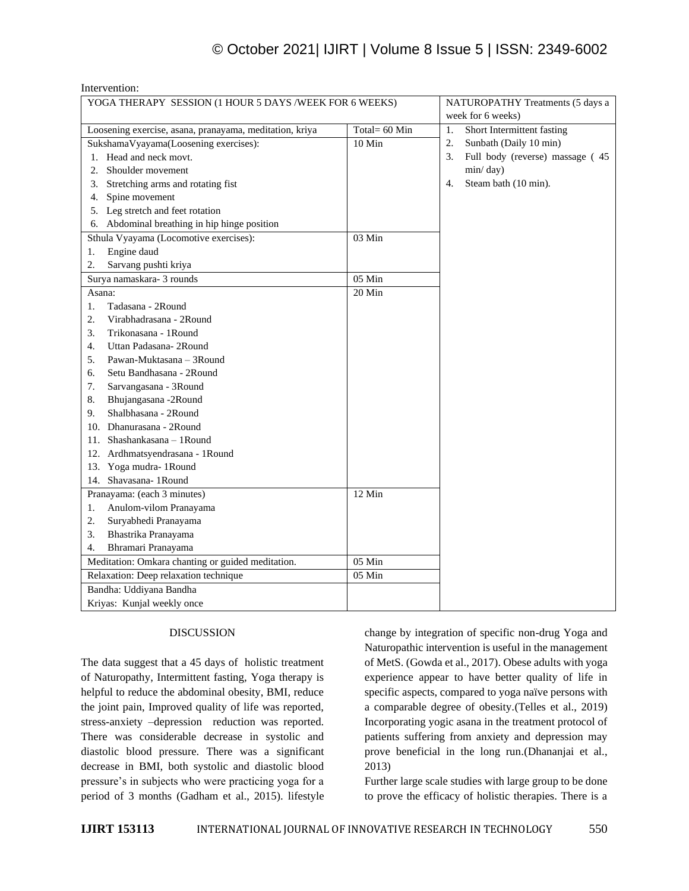Intervention:

| YOGA THERAPY SESSION (1 HOUR 5 DAYS /WEEK FOR 6 WEEKS) | | NATUROPATHY Treatments (5 days a week for 6 weeks) |
|---|---|---|
| Loosening exercise, asana, pranayama, meditation, kriya | Total= 60 Min | 1. Short Intermittent fasting<br>2. Sunbath (Daily 10 min)<br>3. Full body (reverse) massage ( 45 min/ day)<br>4. Steam bath (10 min). |
| SukshamaVyayama(Loosening exercises):<br>1. Head and neck movt.<br>2. Shoulder movement<br>3. Stretching arms and rotating fist<br>4. Spine movement<br>5. Leg stretch and feet rotation<br>6. Abdominal breathing in hip hinge position | 10 Min | |
| Sthula Vyayama (Locomotive exercises):<br>1. Engine daud<br>2. Sarvang pushti kriya | 03 Min | |
| Surya namaskara- 3 rounds | 05 Min | |
| Asana:<br>1. Tadasana - 2Round<br>2. Virabhadrasana - 2Round<br>3. Trikonasana - 1Round<br>4. Uttan Padasana- 2Round<br>5. Pawan-Muktasana – 3Round<br>6. Setu Bandhasana - 2Round<br>7. Sarvangasana - 3Round<br>8. Bhujangasana -2Round<br>9. Shalbhasana - 2Round<br>10. Dhanurasana - 2Round<br>11. Shashankasana – 1Round<br>12. Ardhmatsyendrasana - 1Round<br>13. Yoga mudra- 1Round<br>14. Shavasana- 1Round | 20 Min | |
| Pranayama: (each 3 minutes)<br>1. Anulom-vilom Pranayama<br>2. Suryabhedi Pranayama<br>3. Bhastrika Pranayama<br>4. Bhramari Pranayama | 12 Min | |
| Meditation: Omkara chanting or guided meditation. | 05 Min | |
| Relaxation: Deep relaxation technique | 05 Min | |
| Bandha: Uddiyana Bandha<br>Kriyas: Kunjal weekly once | | |

## DISCUSSION

The data suggest that a 45 days of holistic treatment of Naturopathy, Intermittent fasting, Yoga therapy is helpful to reduce the abdominal obesity, BMI, reduce the joint pain, Improved quality of life was reported, stress-anxiety –depression reduction was reported. There was considerable decrease in systolic and diastolic blood pressure. There was a significant decrease in BMI, both systolic and diastolic blood pressure's in subjects who were practicing yoga for a period of 3 months (Gadham et al., 2015). lifestyle change by integration of specific non-drug Yoga and Naturopathic intervention is useful in the management of MetS. (Gowda et al., 2017). Obese adults with yoga experience appear to have better quality of life in specific aspects, compared to yoga naïve persons with a comparable degree of obesity.(Telles et al., 2019) Incorporating yogic asana in the treatment protocol of patients suffering from anxiety and depression may prove beneficial in the long run.(Dhananjai et al., 2013)

Further large scale studies with large group to be done to prove the efficacy of holistic therapies. There is a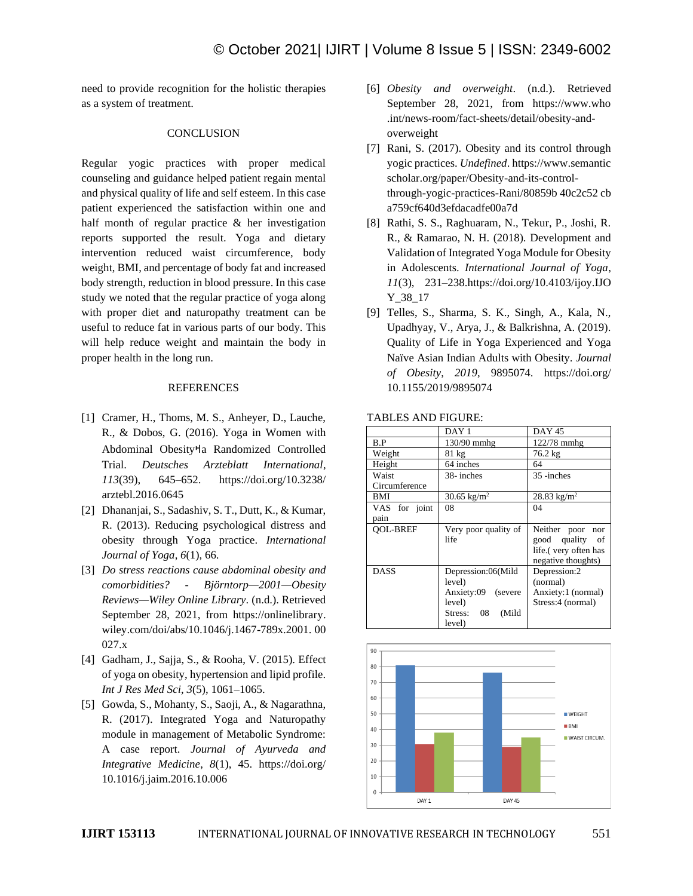need to provide recognition for the holistic therapies as a system of treatment.

## CONCLUSION

Regular yogic practices with proper medical counseling and guidance helped patient regain mental and physical quality of life and self esteem. In this case patient experienced the satisfaction within one and half month of regular practice & her investigation reports supported the result. Yoga and dietary intervention reduced waist circumference, body weight, BMI, and percentage of body fat and increased body strength, reduction in blood pressure. In this case study we noted that the regular practice of yoga along with proper diet and naturopathy treatment can be useful to reduce fat in various parts of our body. This will help reduce weight and maintain the body in proper health in the long run.

## REFERENCES

[1] Cramer, H., Thoms, M. S., Anheyer, D., Lauche, R., & Dobos, G. (2016). Yoga in Women with Abdominal Obesity—a Randomized Controlled Trial. *Deutsches Arzteblatt International*, *113*(39), 645–652. https://doi.org/10.3238/arztebl.2016.0645

[2] Dhananjai, S., Sadashiv, S. T., Dutt, K., & Kumar, R. (2013). Reducing psychological distress and obesity through Yoga practice. *International Journal of Yoga*, *6*(1), 66.

[3] *Do stress reactions cause abdominal obesity and comorbidities? - Björntorp—2001—Obesity Reviews—Wiley Online Library*. (n.d.). Retrieved September 28, 2021, from https://onlinelibrary.wiley.com/doi/abs/10.1046/j.1467-789x.2001.00027.x

[4] Gadham, J., Sajja, S., & Rooha, V. (2015). Effect of yoga on obesity, hypertension and lipid profile. *Int J Res Med Sci*, *3*(5), 1061–1065.

[5] Gowda, S., Mohanty, S., Saoji, A., & Nagarathna, R. (2017). Integrated Yoga and Naturopathy module in management of Metabolic Syndrome: A case report. *Journal of Ayurveda and Integrative Medicine*, *8*(1), 45. https://doi.org/10.1016/j.jaim.2016.10.006

[6] *Obesity and overweight*. (n.d.). Retrieved September 28, 2021, from https://www.who.int/news-room/fact-sheets/detail/obesity-and-overweight

[7] Rani, S. (2017). Obesity and its control through yogic practices. *Undefined*. https://www.semanticscholar.org/paper/Obesity-and-its-control-through-yogic-practices-Rani/80859b40c2c52cba759cf640d3efdacadfe00a7d

[8] Rathi, S. S., Raghuaram, N., Tekur, P., Joshi, R. R., & Ramarao, N. H. (2018). Development and Validation of Integrated Yoga Module for Obesity in Adolescents. *International Journal of Yoga*, *11*(3), 231–238.https://doi.org/10.4103/ijoy.IJOY_38_17

[9] Telles, S., Sharma, S. K., Singh, A., Kala, N., Upadhyay, V., Arya, J., & Balkrishna, A. (2019). Quality of Life in Yoga Experienced and Yoga Naïve Asian Indian Adults with Obesity. *Journal of Obesity*, *2019*, 9895074. https://doi.org/10.1155/2019/9895074

## TABLES AND FIGURE:

| | DAY 1 | DAY 45 |
|---|---|---|
| B.P | 130/90 mmhg | 122/78 mmhg |
| Weight | 81 kg | 76.2 kg |
| Height | 64 inches | 64 |
| Waist Circumference | 38- inches | 35 -inches |
| BMI | 30.65 kg/m$^2$ | 28.83 kg/m$^2$ |
| VAS for joint pain | 08 | 04 |
| QOL-BREF | Very poor quality of life | Neither poor nor good quality of life.( very often has negative thoughts) |
| DASS | Depression:06(Mild level) Anxiety:09 (severe level) Stress: 08 (Mild level) | Depression:2 (normal) Anxiety:1 (normal) Stress:4 (normal) |

90
80
70
60
50
40
30
20
10
0
DAY 1
DAY 45
WEIGHT
BMI
WAIST CIRCUM.